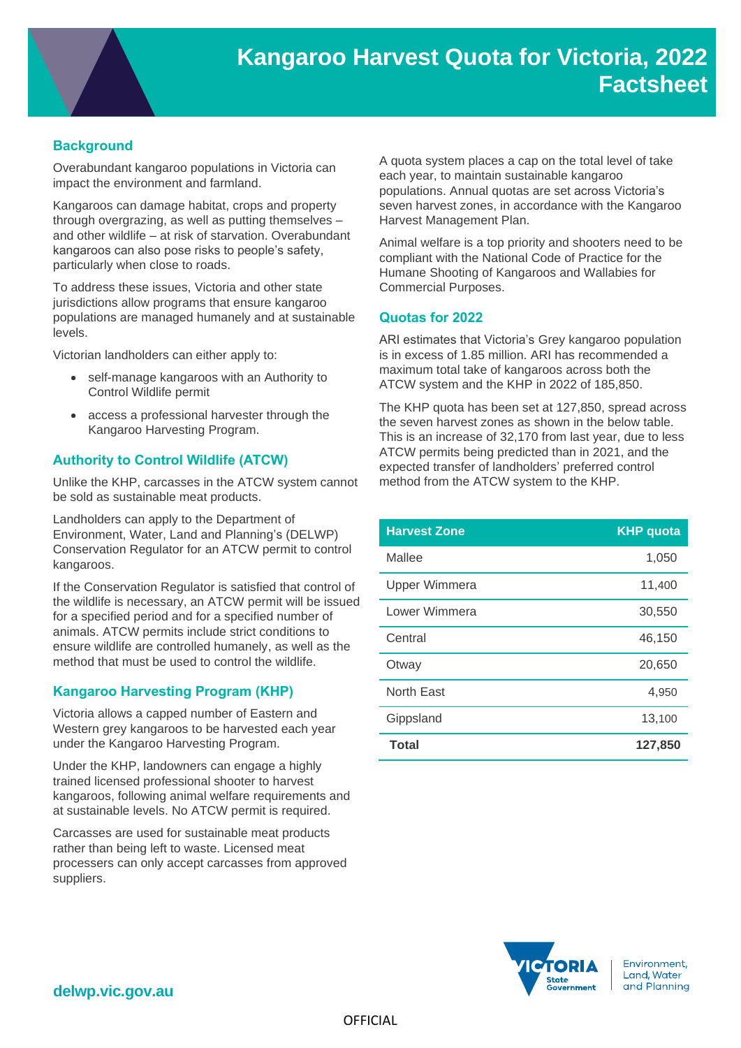# Kangaroo Harvest Quota for Victoria, 2022 Factsheet

## Background

Overabundant kangaroo populations in Victoria can impact the environment and farmland.

Kangaroos can damage habitat, crops and property through overgrazing, as well as putting themselves – and other wildlife – at risk of starvation. Overabundant kangaroos can also pose risks to people's safety, particularly when close to roads.

To address these issues, Victoria and other state jurisdictions allow programs that ensure kangaroo populations are managed humanely and at sustainable levels.

Victorian landholders can either apply to:

- self-manage kangaroos with an Authority to Control Wildlife permit
- access a professional harvester through the Kangaroo Harvesting Program.

## Authority to Control Wildlife (ATCW)

Unlike the KHP, carcasses in the ATCW system cannot be sold as sustainable meat products.

Landholders can apply to the Department of Environment, Water, Land and Planning's (DELWP) Conservation Regulator for an ATCW permit to control kangaroos.

If the Conservation Regulator is satisfied that control of the wildlife is necessary, an ATCW permit will be issued for a specified period and for a specified number of animals. ATCW permits include strict conditions to ensure wildlife are controlled humanely, as well as the method that must be used to control the wildlife.

## Kangaroo Harvesting Program (KHP)

Victoria allows a capped number of Eastern and Western grey kangaroos to be harvested each year under the Kangaroo Harvesting Program.

Under the KHP, landowners can engage a highly trained licensed professional shooter to harvest kangaroos, following animal welfare requirements and at sustainable levels. No ATCW permit is required.

Carcasses are used for sustainable meat products rather than being left to waste. Licensed meat processers can only accept carcasses from approved suppliers.

A quota system places a cap on the total level of take each year, to maintain sustainable kangaroo populations. Annual quotas are set across Victoria's seven harvest zones, in accordance with the Kangaroo Harvest Management Plan.

Animal welfare is a top priority and shooters need to be compliant with the National Code of Practice for the Humane Shooting of Kangaroos and Wallabies for Commercial Purposes.

## Quotas for 2022

ARI estimates that Victoria's Grey kangaroo population is in excess of 1.85 million. ARI has recommended a maximum total take of kangaroos across both the ATCW system and the KHP in 2022 of 185,850.

The KHP quota has been set at 127,850, spread across the seven harvest zones as shown in the below table. This is an increase of 32,170 from last year, due to less ATCW permits being predicted than in 2021, and the expected transfer of landholders' preferred control method from the ATCW system to the KHP.

| Harvest Zone | KHP quota |
|---|---:|
| Mallee | 1,050 |
| Upper Wimmera | 11,400 |
| Lower Wimmera | 30,550 |
| Central | 46,150 |
| Otway | 20,650 |
| North East | 4,950 |
| Gippsland | 13,100 |
| **Total** | **127,850** |

**delwp.vic.gov.au**

OFFICIAL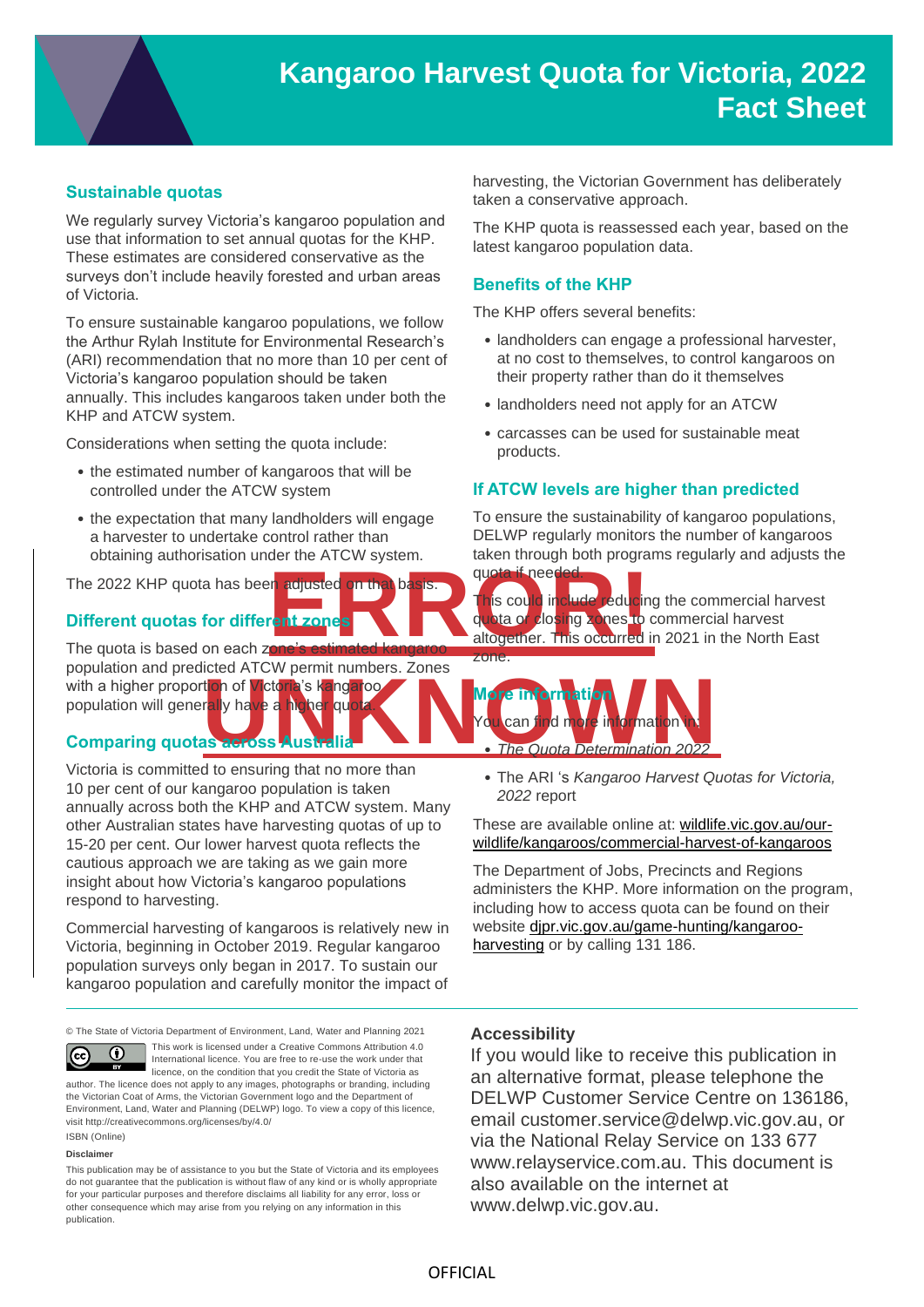# Kangaroo Harvest Quota for Victoria, 2022 Fact Sheet

## Sustainable quotas

We regularly survey Victoria's kangaroo population and use that information to set annual quotas for the KHP. These estimates are considered conservative as the surveys don't include heavily forested and urban areas of Victoria.

To ensure sustainable kangaroo populations, we follow the Arthur Rylah Institute for Environmental Research's (ARI) recommendation that no more than 10 per cent of Victoria's kangaroo population should be taken annually. This includes kangaroos taken under both the KHP and ATCW system.

Considerations when setting the quota include:

- the estimated number of kangaroos that will be controlled under the ATCW system
- the expectation that many landholders will engage a harvester to undertake control rather than obtaining authorisation under the ATCW system.

The 2022 KHP quota has been adjusted on that basis.

## Different quotas for different zones

The quota is based on each zone's estimated kangaroo population and predicted ATCW permit numbers. Zones with a higher proportion of Victoria's kangaroo population will generally have a higher quota.

## Comparing quotas across Australia

Victoria is committed to ensuring that no more than 10 per cent of our kangaroo population is taken annually across both the KHP and ATCW system. Many other Australian states have harvesting quotas of up to 15-20 per cent. Our lower harvest quota reflects the cautious approach we are taking as we gain more insight about how Victoria's kangaroo populations respond to harvesting.

Commercial harvesting of kangaroos is relatively new in Victoria, beginning in October 2019. Regular kangaroo population surveys only began in 2017. To sustain our kangaroo population and carefully monitor the impact of harvesting, the Victorian Government has deliberately taken a conservative approach.

The KHP quota is reassessed each year, based on the latest kangaroo population data.

## Benefits of the KHP

The KHP offers several benefits:

- landholders can engage a professional harvester, at no cost to themselves, to control kangaroos on their property rather than do it themselves
- landholders need not apply for an ATCW
- carcasses can be used for sustainable meat products.

## If ATCW levels are higher than predicted

To ensure the sustainability of kangaroo populations, DELWP regularly monitors the number of kangaroos taken through both programs regularly and adjusts the quota if needed.

This could include reducing the commercial harvest quota or closing zones to commercial harvest altogether. This occurred in 2021 in the North East zone.

## More information

You can find more information in:

- *The Quota Determination 2022*
- The ARI 's *Kangaroo Harvest Quotas for Victoria, 2022* report

These are available online at: wildlife.vic.gov.au/our-wildlife/kangaroos/commercial-harvest-of-kangaroos

The Department of Jobs, Precincts and Regions administers the KHP. More information on the program, including how to access quota can be found on their website djpr.vic.gov.au/game-hunting/kangaroo-harvesting or by calling 131 186.

© The State of Victoria Department of Environment, Land, Water and Planning 2021

This work is licensed under a Creative Commons Attribution 4.0 International licence. You are free to re-use the work under that licence, on the condition that you credit the State of Victoria as author. The licence does not apply to any images, photographs or branding, including the Victorian Coat of Arms, the Victorian Government logo and the Department of Environment, Land, Water and Planning (DELWP) logo. To view a copy of this licence, visit http://creativecommons.org/licenses/by/4.0/

ISBN (Online)

**Disclaimer**

This publication may be of assistance to you but the State of Victoria and its employees do not guarantee that the publication is without flaw of any kind or is wholly appropriate for your particular purposes and therefore disclaims all liability for any error, loss or other consequence which may arise from you relying on any information in this publication.

### Accessibility

If you would like to receive this publication in an alternative format, please telephone the DELWP Customer Service Centre on 136186, email customer.service@delwp.vic.gov.au, or via the National Relay Service on 133 677 www.relayservice.com.au. This document is also available on the internet at www.delwp.vic.gov.au.